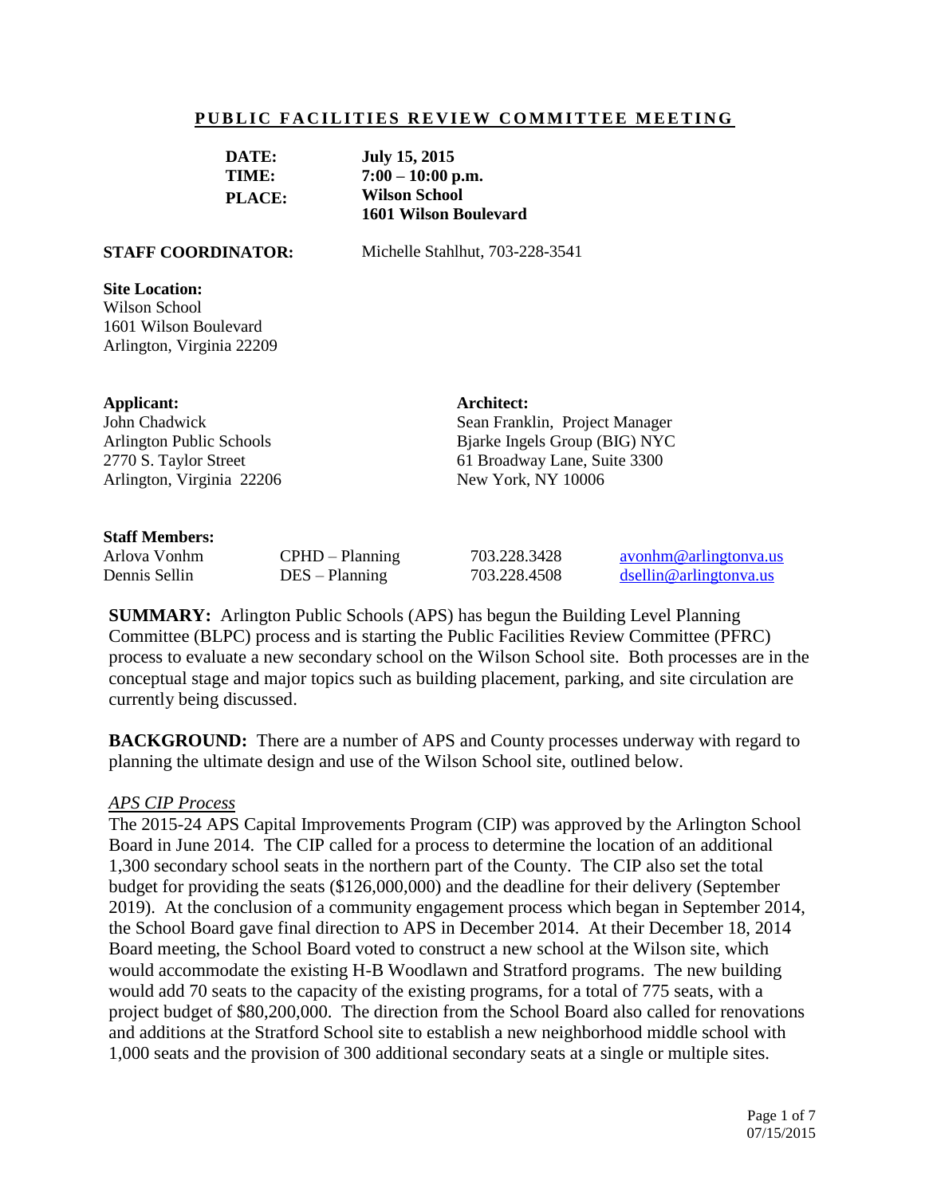# PUBLIC FACILITIES REVIEW COMMITTEE MEETING

**DATE:** **July 15, 2015**
**TIME:** **7:00 – 10:00 p.m.**
**PLACE:** **Wilson School**
**1601 Wilson Boulevard**

**STAFF COORDINATOR:** Michelle Stahlhut, 703-228-3541

**Site Location:**
Wilson School
1601 Wilson Boulevard
Arlington, Virginia 22209

**Applicant:**
John Chadwick
Arlington Public Schools
2770 S. Taylor Street
Arlington, Virginia 22206

**Architect:**
Sean Franklin, Project Manager
Bjarke Ingels Group (BIG) NYC
61 Broadway Lane, Suite 3300
New York, NY 10006

**Staff Members:**

| | | | |
|---|---|---|---|
| Arlova Vonhm | CPHD – Planning | 703.228.3428 | avonhm@arlingtonva.us |
| Dennis Sellin | DES – Planning | 703.228.4508 | dsellin@arlingtonva.us |

**SUMMARY:** Arlington Public Schools (APS) has begun the Building Level Planning Committee (BLPC) process and is starting the Public Facilities Review Committee (PFRC) process to evaluate a new secondary school on the Wilson School site. Both processes are in the conceptual stage and major topics such as building placement, parking, and site circulation are currently being discussed.

**BACKGROUND:** There are a number of APS and County processes underway with regard to planning the ultimate design and use of the Wilson School site, outlined below.

*APS CIP Process*

The 2015-24 APS Capital Improvements Program (CIP) was approved by the Arlington School Board in June 2014. The CIP called for a process to determine the location of an additional 1,300 secondary school seats in the northern part of the County. The CIP also set the total budget for providing the seats ($126,000,000) and the deadline for their delivery (September 2019). At the conclusion of a community engagement process which began in September 2014, the School Board gave final direction to APS in December 2014. At their December 18, 2014 Board meeting, the School Board voted to construct a new school at the Wilson site, which would accommodate the existing H-B Woodlawn and Stratford programs. The new building would add 70 seats to the capacity of the existing programs, for a total of 775 seats, with a project budget of $80,200,000. The direction from the School Board also called for renovations and additions at the Stratford School site to establish a new neighborhood middle school with 1,000 seats and the provision of 300 additional secondary seats at a single or multiple sites.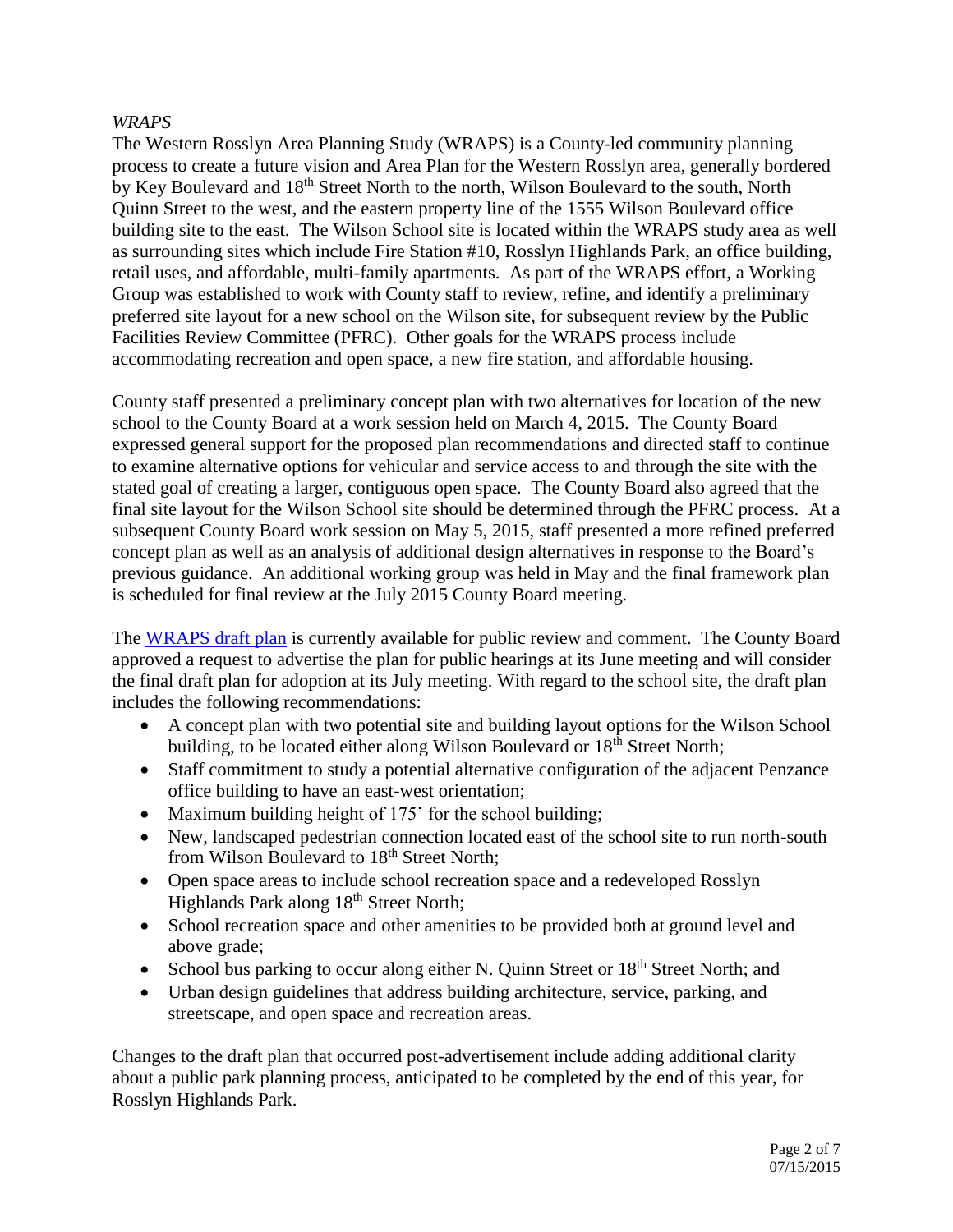*WRAPS*

The Western Rosslyn Area Planning Study (WRAPS) is a County-led community planning process to create a future vision and Area Plan for the Western Rosslyn area, generally bordered by Key Boulevard and 18th Street North to the north, Wilson Boulevard to the south, North Quinn Street to the west, and the eastern property line of the 1555 Wilson Boulevard office building site to the east. The Wilson School site is located within the WRAPS study area as well as surrounding sites which include Fire Station #10, Rosslyn Highlands Park, an office building, retail uses, and affordable, multi-family apartments. As part of the WRAPS effort, a Working Group was established to work with County staff to review, refine, and identify a preliminary preferred site layout for a new school on the Wilson site, for subsequent review by the Public Facilities Review Committee (PFRC). Other goals for the WRAPS process include accommodating recreation and open space, a new fire station, and affordable housing.

County staff presented a preliminary concept plan with two alternatives for location of the new school to the County Board at a work session held on March 4, 2015. The County Board expressed general support for the proposed plan recommendations and directed staff to continue to examine alternative options for vehicular and service access to and through the site with the stated goal of creating a larger, contiguous open space. The County Board also agreed that the final site layout for the Wilson School site should be determined through the PFRC process. At a subsequent County Board work session on May 5, 2015, staff presented a more refined preferred concept plan as well as an analysis of additional design alternatives in response to the Board's previous guidance. An additional working group was held in May and the final framework plan is scheduled for final review at the July 2015 County Board meeting.

The WRAPS draft plan is currently available for public review and comment. The County Board approved a request to advertise the plan for public hearings at its June meeting and will consider the final draft plan for adoption at its July meeting. With regard to the school site, the draft plan includes the following recommendations:

- A concept plan with two potential site and building layout options for the Wilson School building, to be located either along Wilson Boulevard or 18th Street North;
- Staff commitment to study a potential alternative configuration of the adjacent Penzance office building to have an east-west orientation;
- Maximum building height of 175' for the school building;
- New, landscaped pedestrian connection located east of the school site to run north-south from Wilson Boulevard to 18th Street North;
- Open space areas to include school recreation space and a redeveloped Rosslyn Highlands Park along 18th Street North;
- School recreation space and other amenities to be provided both at ground level and above grade;
- School bus parking to occur along either N. Quinn Street or 18th Street North; and
- Urban design guidelines that address building architecture, service, parking, and streetscape, and open space and recreation areas.

Changes to the draft plan that occurred post-advertisement include adding additional clarity about a public park planning process, anticipated to be completed by the end of this year, for Rosslyn Highlands Park.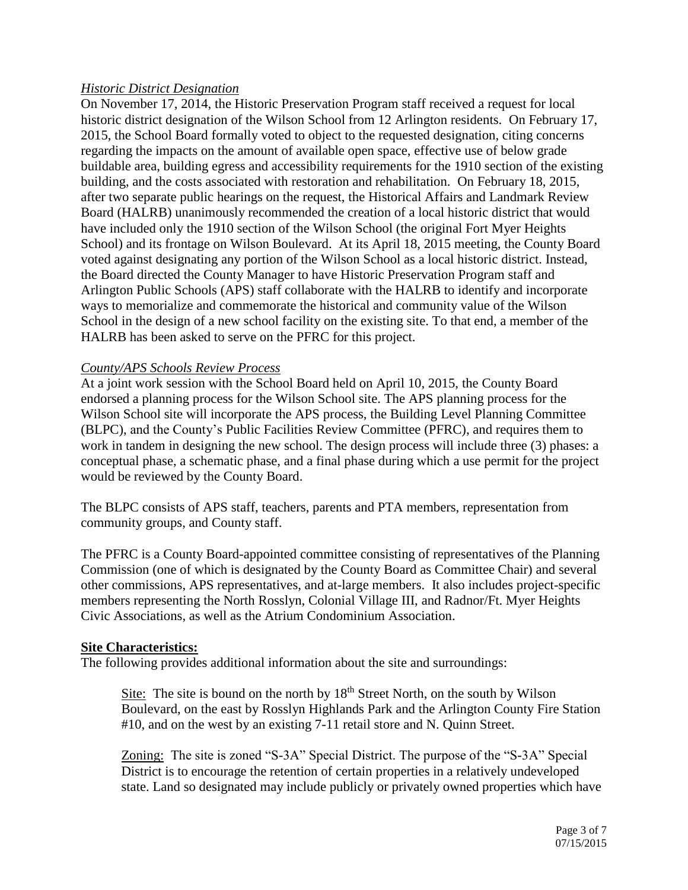*Historic District Designation*

On November 17, 2014, the Historic Preservation Program staff received a request for local historic district designation of the Wilson School from 12 Arlington residents. On February 17, 2015, the School Board formally voted to object to the requested designation, citing concerns regarding the impacts on the amount of available open space, effective use of below grade buildable area, building egress and accessibility requirements for the 1910 section of the existing building, and the costs associated with restoration and rehabilitation. On February 18, 2015, after two separate public hearings on the request, the Historical Affairs and Landmark Review Board (HALRB) unanimously recommended the creation of a local historic district that would have included only the 1910 section of the Wilson School (the original Fort Myer Heights School) and its frontage on Wilson Boulevard. At its April 18, 2015 meeting, the County Board voted against designating any portion of the Wilson School as a local historic district. Instead, the Board directed the County Manager to have Historic Preservation Program staff and Arlington Public Schools (APS) staff collaborate with the HALRB to identify and incorporate ways to memorialize and commemorate the historical and community value of the Wilson School in the design of a new school facility on the existing site. To that end, a member of the HALRB has been asked to serve on the PFRC for this project.

*County/APS Schools Review Process*

At a joint work session with the School Board held on April 10, 2015, the County Board endorsed a planning process for the Wilson School site. The APS planning process for the Wilson School site will incorporate the APS process, the Building Level Planning Committee (BLPC), and the County's Public Facilities Review Committee (PFRC), and requires them to work in tandem in designing the new school. The design process will include three (3) phases: a conceptual phase, a schematic phase, and a final phase during which a use permit for the project would be reviewed by the County Board.

The BLPC consists of APS staff, teachers, parents and PTA members, representation from community groups, and County staff.

The PFRC is a County Board-appointed committee consisting of representatives of the Planning Commission (one of which is designated by the County Board as Committee Chair) and several other commissions, APS representatives, and at-large members. It also includes project-specific members representing the North Rosslyn, Colonial Village III, and Radnor/Ft. Myer Heights Civic Associations, as well as the Atrium Condominium Association.

**Site Characteristics:**

The following provides additional information about the site and surroundings:

Site: The site is bound on the north by 18th Street North, on the south by Wilson Boulevard, on the east by Rosslyn Highlands Park and the Arlington County Fire Station #10, and on the west by an existing 7-11 retail store and N. Quinn Street.

Zoning: The site is zoned "S-3A" Special District. The purpose of the "S-3A" Special District is to encourage the retention of certain properties in a relatively undeveloped state. Land so designated may include publicly or privately owned properties which have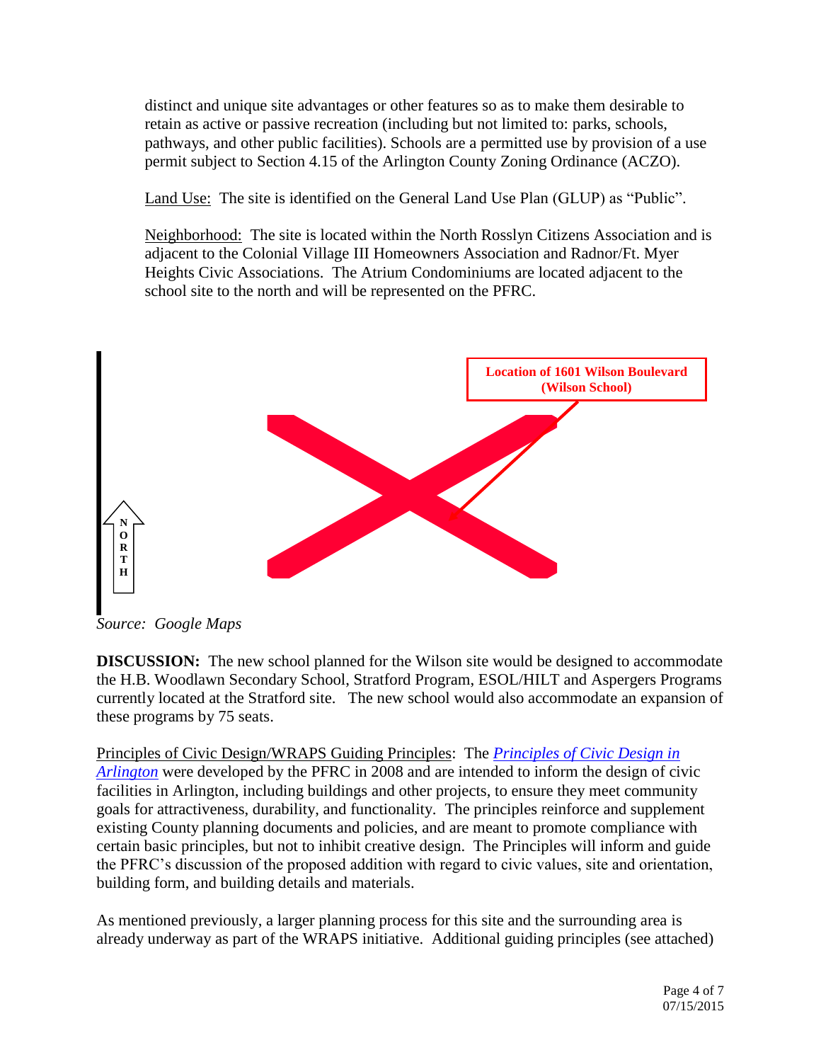distinct and unique site advantages or other features so as to make them desirable to retain as active or passive recreation (including but not limited to: parks, schools, pathways, and other public facilities). Schools are a permitted use by provision of a use permit subject to Section 4.15 of the Arlington County Zoning Ordinance (ACZO).

Land Use: The site is identified on the General Land Use Plan (GLUP) as "Public".

Neighborhood: The site is located within the North Rosslyn Citizens Association and is adjacent to the Colonial Village III Homeowners Association and Radnor/Ft. Myer Heights Civic Associations. The Atrium Condominiums are located adjacent to the school site to the north and will be represented on the PFRC.

**Location of 1601 Wilson Boulevard (Wilson School)**

NORTH

*Source: Google Maps*

**DISCUSSION:** The new school planned for the Wilson site would be designed to accommodate the H.B. Woodlawn Secondary School, Stratford Program, ESOL/HILT and Aspergers Programs currently located at the Stratford site. The new school would also accommodate an expansion of these programs by 75 seats.

Principles of Civic Design/WRAPS Guiding Principles: The *Principles of Civic Design in Arlington* were developed by the PFRC in 2008 and are intended to inform the design of civic facilities in Arlington, including buildings and other projects, to ensure they meet community goals for attractiveness, durability, and functionality. The principles reinforce and supplement existing County planning documents and policies, and are meant to promote compliance with certain basic principles, but not to inhibit creative design. The Principles will inform and guide the PFRC's discussion of the proposed addition with regard to civic values, site and orientation, building form, and building details and materials.

As mentioned previously, a larger planning process for this site and the surrounding area is already underway as part of the WRAPS initiative. Additional guiding principles (see attached)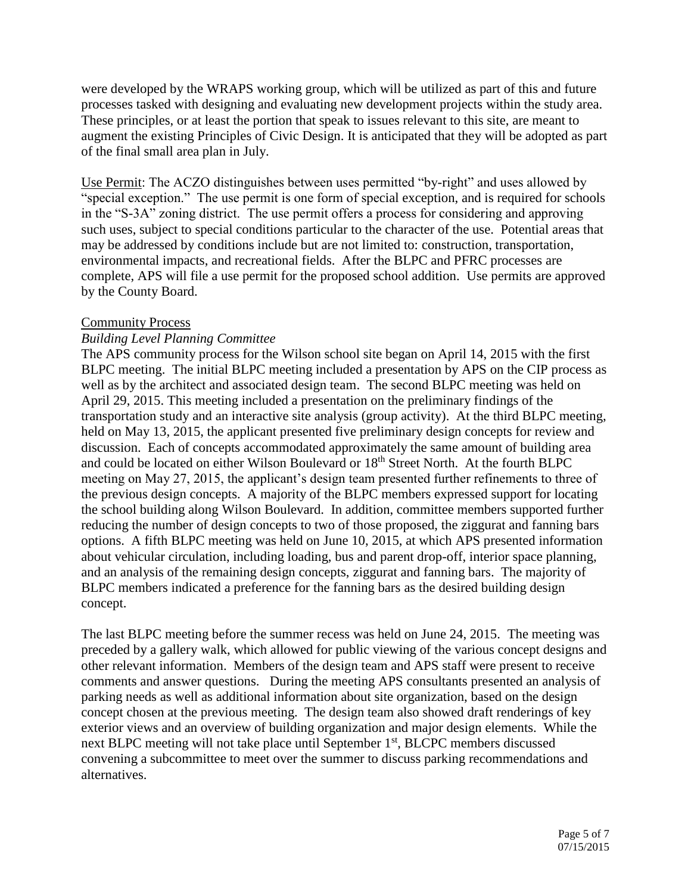were developed by the WRAPS working group, which will be utilized as part of this and future processes tasked with designing and evaluating new development projects within the study area. These principles, or at least the portion that speak to issues relevant to this site, are meant to augment the existing Principles of Civic Design. It is anticipated that they will be adopted as part of the final small area plan in July.

Use Permit: The ACZO distinguishes between uses permitted "by-right" and uses allowed by "special exception." The use permit is one form of special exception, and is required for schools in the "S-3A" zoning district. The use permit offers a process for considering and approving such uses, subject to special conditions particular to the character of the use. Potential areas that may be addressed by conditions include but are not limited to: construction, transportation, environmental impacts, and recreational fields. After the BLPC and PFRC processes are complete, APS will file a use permit for the proposed school addition. Use permits are approved by the County Board.

Community Process

*Building Level Planning Committee*

The APS community process for the Wilson school site began on April 14, 2015 with the first BLPC meeting. The initial BLPC meeting included a presentation by APS on the CIP process as well as by the architect and associated design team. The second BLPC meeting was held on April 29, 2015. This meeting included a presentation on the preliminary findings of the transportation study and an interactive site analysis (group activity). At the third BLPC meeting, held on May 13, 2015, the applicant presented five preliminary design concepts for review and discussion. Each of concepts accommodated approximately the same amount of building area and could be located on either Wilson Boulevard or 18th Street North. At the fourth BLPC meeting on May 27, 2015, the applicant's design team presented further refinements to three of the previous design concepts. A majority of the BLPC members expressed support for locating the school building along Wilson Boulevard. In addition, committee members supported further reducing the number of design concepts to two of those proposed, the ziggurat and fanning bars options. A fifth BLPC meeting was held on June 10, 2015, at which APS presented information about vehicular circulation, including loading, bus and parent drop-off, interior space planning, and an analysis of the remaining design concepts, ziggurat and fanning bars. The majority of BLPC members indicated a preference for the fanning bars as the desired building design concept.

The last BLPC meeting before the summer recess was held on June 24, 2015. The meeting was preceded by a gallery walk, which allowed for public viewing of the various concept designs and other relevant information. Members of the design team and APS staff were present to receive comments and answer questions. During the meeting APS consultants presented an analysis of parking needs as well as additional information about site organization, based on the design concept chosen at the previous meeting. The design team also showed draft renderings of key exterior views and an overview of building organization and major design elements. While the next BLPC meeting will not take place until September 1st, BLCPC members discussed convening a subcommittee to meet over the summer to discuss parking recommendations and alternatives.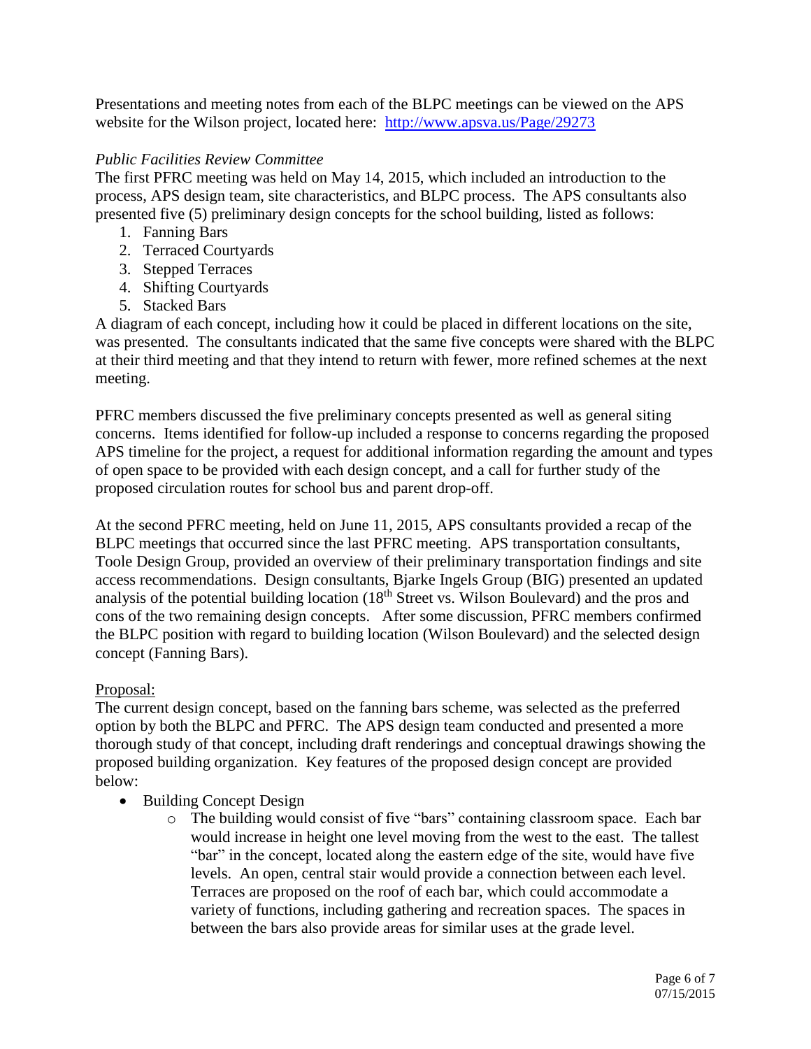Presentations and meeting notes from each of the BLPC meetings can be viewed on the APS website for the Wilson project, located here: [http://www.apsva.us/Page/29273](http://www.apsva.us/Page/29273)

*Public Facilities Review Committee*

The first PFRC meeting was held on May 14, 2015, which included an introduction to the process, APS design team, site characteristics, and BLPC process. The APS consultants also presented five (5) preliminary design concepts for the school building, listed as follows:

1. Fanning Bars
2. Terraced Courtyards
3. Stepped Terraces
4. Shifting Courtyards
5. Stacked Bars

A diagram of each concept, including how it could be placed in different locations on the site, was presented. The consultants indicated that the same five concepts were shared with the BLPC at their third meeting and that they intend to return with fewer, more refined schemes at the next meeting.

PFRC members discussed the five preliminary concepts presented as well as general siting concerns. Items identified for follow-up included a response to concerns regarding the proposed APS timeline for the project, a request for additional information regarding the amount and types of open space to be provided with each design concept, and a call for further study of the proposed circulation routes for school bus and parent drop-off.

At the second PFRC meeting, held on June 11, 2015, APS consultants provided a recap of the BLPC meetings that occurred since the last PFRC meeting. APS transportation consultants, Toole Design Group, provided an overview of their preliminary transportation findings and site access recommendations. Design consultants, Bjarke Ingels Group (BIG) presented an updated analysis of the potential building location (18th Street vs. Wilson Boulevard) and the pros and cons of the two remaining design concepts. After some discussion, PFRC members confirmed the BLPC position with regard to building location (Wilson Boulevard) and the selected design concept (Fanning Bars).

<u>Proposal:</u>

The current design concept, based on the fanning bars scheme, was selected as the preferred option by both the BLPC and PFRC. The APS design team conducted and presented a more thorough study of that concept, including draft renderings and conceptual drawings showing the proposed building organization. Key features of the proposed design concept are provided below:

- Building Concept Design
  - The building would consist of five "bars" containing classroom space. Each bar would increase in height one level moving from the west to the east. The tallest "bar" in the concept, located along the eastern edge of the site, would have five levels. An open, central stair would provide a connection between each level. Terraces are proposed on the roof of each bar, which could accommodate a variety of functions, including gathering and recreation spaces. The spaces in between the bars also provide areas for similar uses at the grade level.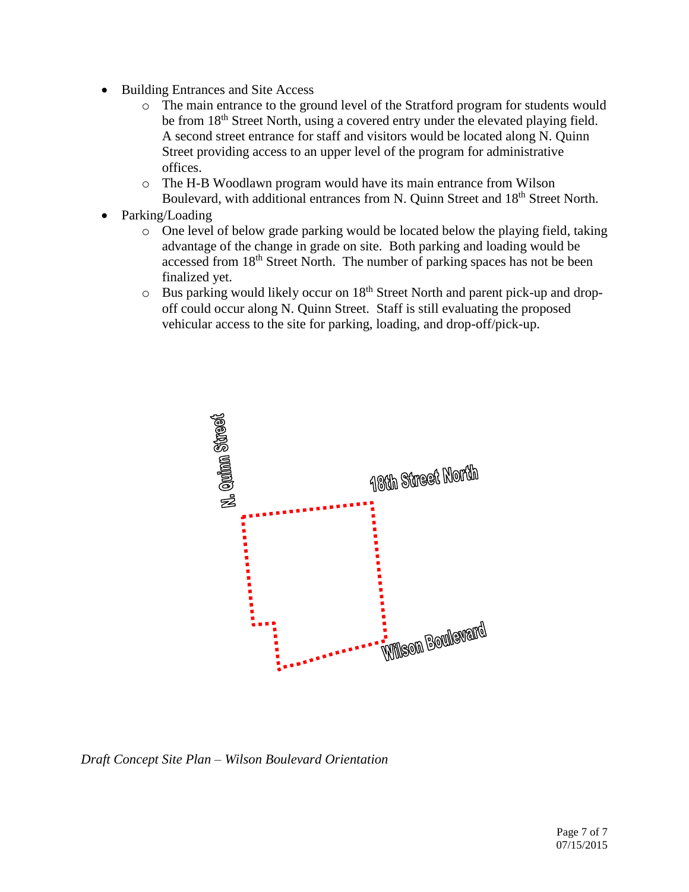- Building Entrances and Site Access
  - The main entrance to the ground level of the Stratford program for students would be from 18th Street North, using a covered entry under the elevated playing field. A second street entrance for staff and visitors would be located along N. Quinn Street providing access to an upper level of the program for administrative offices.
  - The H-B Woodlawn program would have its main entrance from Wilson Boulevard, with additional entrances from N. Quinn Street and 18th Street North.
- Parking/Loading
  - One level of below grade parking would be located below the playing field, taking advantage of the change in grade on site. Both parking and loading would be accessed from 18th Street North. The number of parking spaces has not be been finalized yet.
  - Bus parking would likely occur on 18th Street North and parent pick-up and drop-off could occur along N. Quinn Street. Staff is still evaluating the proposed vehicular access to the site for parking, loading, and drop-off/pick-up.

N. Quinn Street

18th Street North

Wilson Boulevard

*Draft Concept Site Plan – Wilson Boulevard Orientation*